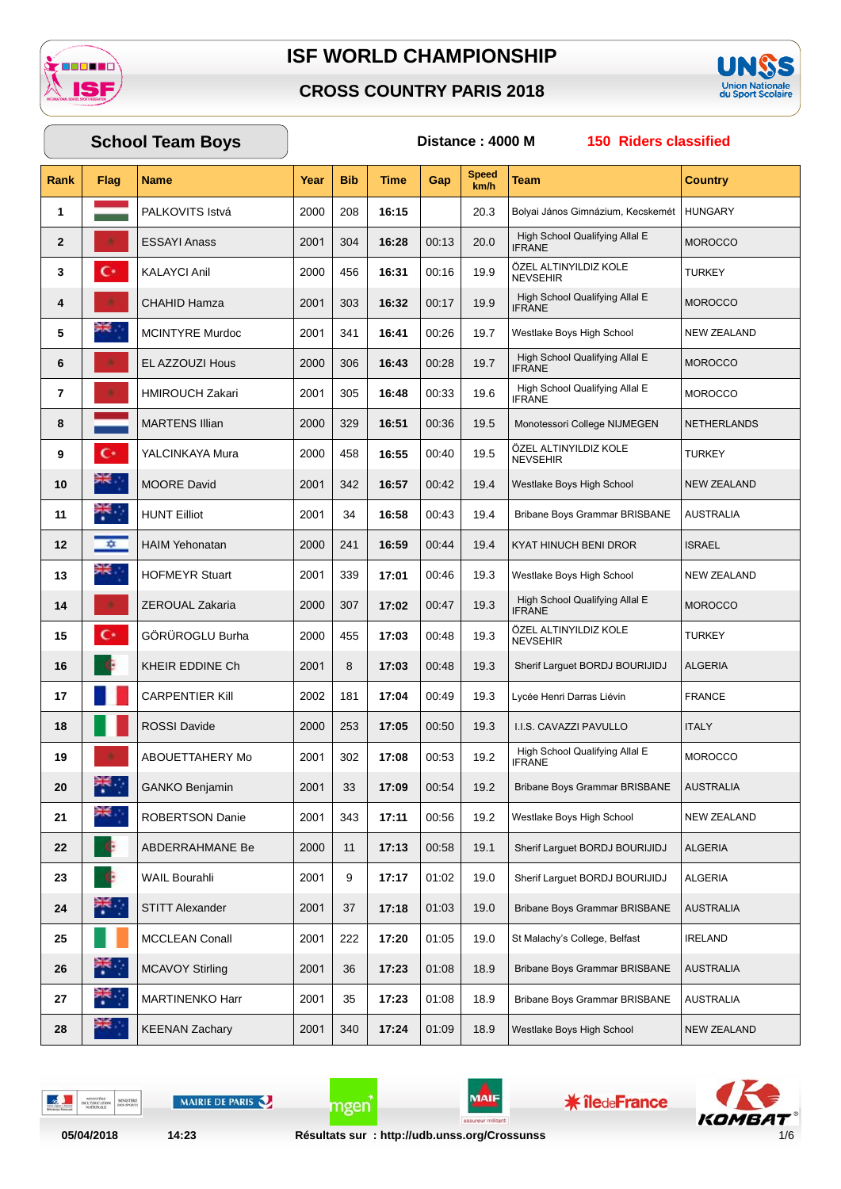# ISF WORLD CHAMPIONSHIP

## CROSS COUNTRY PARIS 2018

### School Team Boys

**Distance : 4000 M** — **150 Riders classified**

| Rank | Flag | Name | Year | Bib | Time | Gap | Speed km/h | Team | Country |
|---|---|---|---|---|---|---|---|---|---|
| 1 | | PALKOVITS Istvá | 2000 | 208 | 16:15 | | 20.3 | Bolyai János Gimnázium, Kecskemét | HUNGARY |
| 2 | | ESSAYI Anass | 2001 | 304 | 16:28 | 00:13 | 20.0 | High School Qualifying Allal E IFRANE | MOROCCO |
| 3 | | KALAYCI Anil | 2000 | 456 | 16:31 | 00:16 | 19.9 | ÖZEL ALTINYILDIZ KOLE NEVSEHIR | TURKEY |
| 4 | | CHAHID Hamza | 2001 | 303 | 16:32 | 00:17 | 19.9 | High School Qualifying Allal E IFRANE | MOROCCO |
| 5 | | MCINTYRE Murdoc | 2001 | 341 | 16:41 | 00:26 | 19.7 | Westlake Boys High School | NEW ZEALAND |
| 6 | | EL AZZOUZI Hous | 2000 | 306 | 16:43 | 00:28 | 19.7 | High School Qualifying Allal E IFRANE | MOROCCO |
| 7 | | HMIROUCH Zakari | 2001 | 305 | 16:48 | 00:33 | 19.6 | High School Qualifying Allal E IFRANE | MOROCCO |
| 8 | | MARTENS Illian | 2000 | 329 | 16:51 | 00:36 | 19.5 | Monotessori College NIJMEGEN | NETHERLANDS |
| 9 | | YALCINKAYA Mura | 2000 | 458 | 16:55 | 00:40 | 19.5 | ÖZEL ALTINYILDIZ KOLE NEVSEHIR | TURKEY |
| 10 | | MOORE David | 2001 | 342 | 16:57 | 00:42 | 19.4 | Westlake Boys High School | NEW ZEALAND |
| 11 | | HUNT Eilliot | 2001 | 34 | 16:58 | 00:43 | 19.4 | Bribane Boys Grammar BRISBANE | AUSTRALIA |
| 12 | | HAIM Yehonatan | 2000 | 241 | 16:59 | 00:44 | 19.4 | KYAT HINUCH BENI DROR | ISRAEL |
| 13 | | HOFMEYR Stuart | 2001 | 339 | 17:01 | 00:46 | 19.3 | Westlake Boys High School | NEW ZEALAND |
| 14 | | ZEROUAL Zakaria | 2000 | 307 | 17:02 | 00:47 | 19.3 | High School Qualifying Allal E IFRANE | MOROCCO |
| 15 | | GÖRÜROGLU Burha | 2000 | 455 | 17:03 | 00:48 | 19.3 | ÖZEL ALTINYILDIZ KOLE NEVSEHIR | TURKEY |
| 16 | | KHEIR EDDINE Ch | 2001 | 8 | 17:03 | 00:48 | 19.3 | Sherif Larguet BORDJ BOURIJIDJ | ALGERIA |
| 17 | | CARPENTIER Kill | 2002 | 181 | 17:04 | 00:49 | 19.3 | Lycée Henri Darras Liévin | FRANCE |
| 18 | | ROSSI Davide | 2000 | 253 | 17:05 | 00:50 | 19.3 | I.I.S. CAVAZZI PAVULLO | ITALY |
| 19 | | ABOUETTAHERY Mo | 2001 | 302 | 17:08 | 00:53 | 19.2 | High School Qualifying Allal E IFRANE | MOROCCO |
| 20 | | GANKO Benjamin | 2001 | 33 | 17:09 | 00:54 | 19.2 | Bribane Boys Grammar BRISBANE | AUSTRALIA |
| 21 | | ROBERTSON Danie | 2001 | 343 | 17:11 | 00:56 | 19.2 | Westlake Boys High School | NEW ZEALAND |
| 22 | | ABDERRAHMANE Be | 2000 | 11 | 17:13 | 00:58 | 19.1 | Sherif Larguet BORDJ BOURIJIDJ | ALGERIA |
| 23 | | WAIL Bourahli | 2001 | 9 | 17:17 | 01:02 | 19.0 | Sherif Larguet BORDJ BOURIJIDJ | ALGERIA |
| 24 | | STITT Alexander | 2001 | 37 | 17:18 | 01:03 | 19.0 | Bribane Boys Grammar BRISBANE | AUSTRALIA |
| 25 | | MCCLEAN Conall | 2001 | 222 | 17:20 | 01:05 | 19.0 | St Malachy's College, Belfast | IRELAND |
| 26 | | MCAVOY Stirling | 2001 | 36 | 17:23 | 01:08 | 18.9 | Bribane Boys Grammar BRISBANE | AUSTRALIA |
| 27 | | MARTINENKO Harr | 2001 | 35 | 17:23 | 01:08 | 18.9 | Bribane Boys Grammar BRISBANE | AUSTRALIA |
| 28 | | KEENAN Zachary | 2001 | 340 | 17:24 | 01:09 | 18.9 | Westlake Boys High School | NEW ZEALAND |

05/04/2018 14:23 Résultats sur : http://udb.unss.org/Crossunss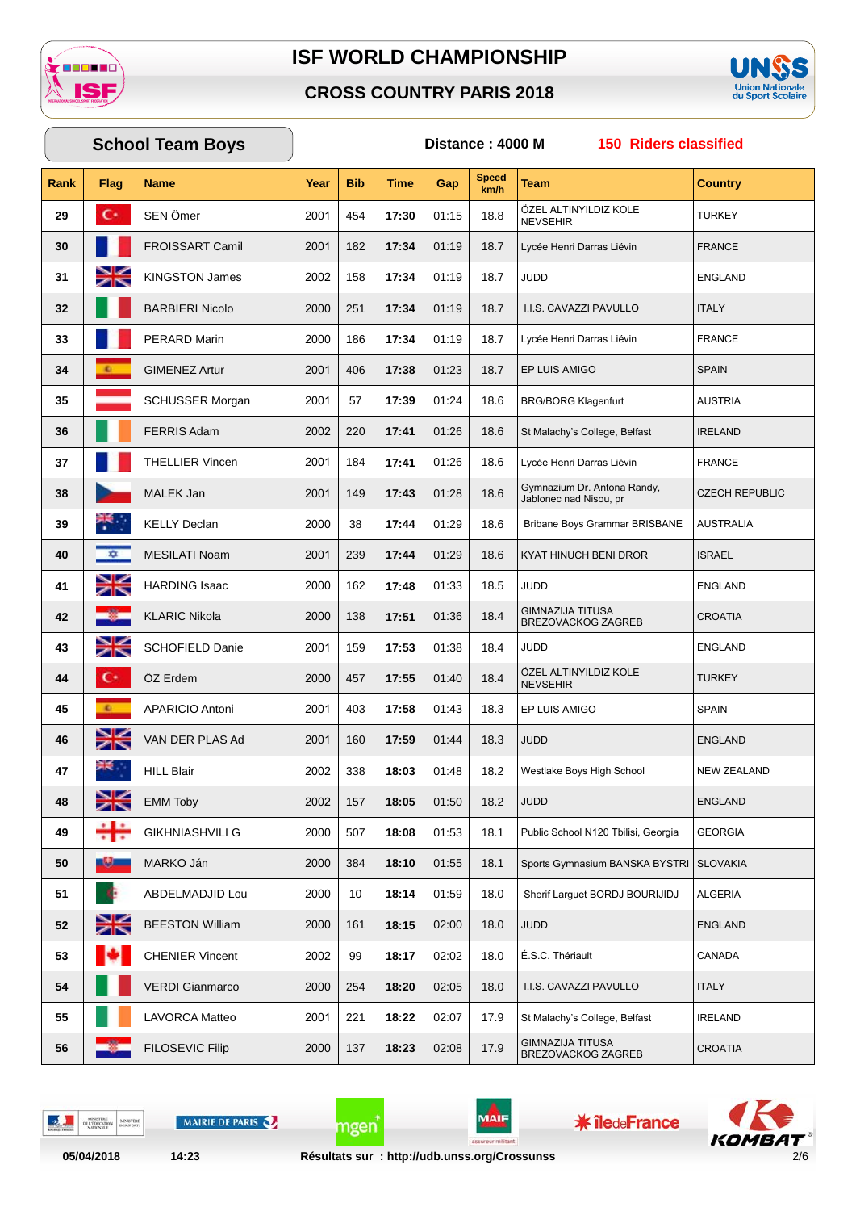# ISF WORLD CHAMPIONSHIP

## CROSS COUNTRY PARIS 2018

**School Team Boys** — **Distance : 4000 M** — **150 Riders classified**

| Rank | Flag | Name | Year | Bib | Time | Gap | Speed km/h | Team | Country |
|---|---|---|---|---|---|---|---|---|---|
| 29 | | SEN Ömer | 2001 | 454 | 17:30 | 01:15 | 18.8 | ÖZEL ALTINYILDIZ KOLE NEVSEHIR | TURKEY |
| 30 | | FROISSART Camil | 2001 | 182 | 17:34 | 01:19 | 18.7 | Lycée Henri Darras Liévin | FRANCE |
| 31 | | KINGSTON James | 2002 | 158 | 17:34 | 01:19 | 18.7 | JUDD | ENGLAND |
| 32 | | BARBIERI Nicolo | 2000 | 251 | 17:34 | 01:19 | 18.7 | I.I.S. CAVAZZI PAVULLO | ITALY |
| 33 | | PERARD Marin | 2000 | 186 | 17:34 | 01:19 | 18.7 | Lycée Henri Darras Liévin | FRANCE |
| 34 | | GIMENEZ Artur | 2001 | 406 | 17:38 | 01:23 | 18.7 | EP LUIS AMIGO | SPAIN |
| 35 | | SCHUSSER Morgan | 2001 | 57 | 17:39 | 01:24 | 18.6 | BRG/BORG Klagenfurt | AUSTRIA |
| 36 | | FERRIS Adam | 2002 | 220 | 17:41 | 01:26 | 18.6 | St Malachy's College, Belfast | IRELAND |
| 37 | | THELLIER Vincen | 2001 | 184 | 17:41 | 01:26 | 18.6 | Lycée Henri Darras Liévin | FRANCE |
| 38 | | MALEK Jan | 2001 | 149 | 17:43 | 01:28 | 18.6 | Gymnazium Dr. Antona Randy, Jablonec nad Nisou, pr | CZECH REPUBLIC |
| 39 | | KELLY Declan | 2000 | 38 | 17:44 | 01:29 | 18.6 | Bribane Boys Grammar BRISBANE | AUSTRALIA |
| 40 | | MESILATI Noam | 2001 | 239 | 17:44 | 01:29 | 18.6 | KYAT HINUCH BENI DROR | ISRAEL |
| 41 | | HARDING Isaac | 2000 | 162 | 17:48 | 01:33 | 18.5 | JUDD | ENGLAND |
| 42 | | KLARIC Nikola | 2000 | 138 | 17:51 | 01:36 | 18.4 | GIMNAZIJA TITUSA BREZOVACKOG ZAGREB | CROATIA |
| 43 | | SCHOFIELD Danie | 2001 | 159 | 17:53 | 01:38 | 18.4 | JUDD | ENGLAND |
| 44 | | ÖZ Erdem | 2000 | 457 | 17:55 | 01:40 | 18.4 | ÖZEL ALTINYILDIZ KOLE NEVSEHIR | TURKEY |
| 45 | | APARICIO Antoni | 2001 | 403 | 17:58 | 01:43 | 18.3 | EP LUIS AMIGO | SPAIN |
| 46 | | VAN DER PLAS Ad | 2001 | 160 | 17:59 | 01:44 | 18.3 | JUDD | ENGLAND |
| 47 | | HILL Blair | 2002 | 338 | 18:03 | 01:48 | 18.2 | Westlake Boys High School | NEW ZEALAND |
| 48 | | EMM Toby | 2002 | 157 | 18:05 | 01:50 | 18.2 | JUDD | ENGLAND |
| 49 | | GIKHNIASHVILI G | 2000 | 507 | 18:08 | 01:53 | 18.1 | Public School N120 Tbilisi, Georgia | GEORGIA |
| 50 | | MARKO Ján | 2000 | 384 | 18:10 | 01:55 | 18.1 | Sports Gymnasium BANSKA BYSTRI | SLOVAKIA |
| 51 | | ABDELMADJID Lou | 2000 | 10 | 18:14 | 01:59 | 18.0 | Sherif Larguet BORDJ BOURIJIDJ | ALGERIA |
| 52 | | BEESTON William | 2000 | 161 | 18:15 | 02:00 | 18.0 | JUDD | ENGLAND |
| 53 | | CHENIER Vincent | 2002 | 99 | 18:17 | 02:02 | 18.0 | É.S.C. Thériault | CANADA |
| 54 | | VERDI Gianmarco | 2000 | 254 | 18:20 | 02:05 | 18.0 | I.I.S. CAVAZZI PAVULLO | ITALY |
| 55 | | LAVORCA Matteo | 2001 | 221 | 18:22 | 02:07 | 17.9 | St Malachy's College, Belfast | IRELAND |
| 56 | | FILOSEVIC Filip | 2000 | 137 | 18:23 | 02:08 | 17.9 | GIMNAZIJA TITUSA BREZOVACKOG ZAGREB | CROATIA |

05/04/2018 14:23 Résultats sur : http://udb.unss.org/Crossunss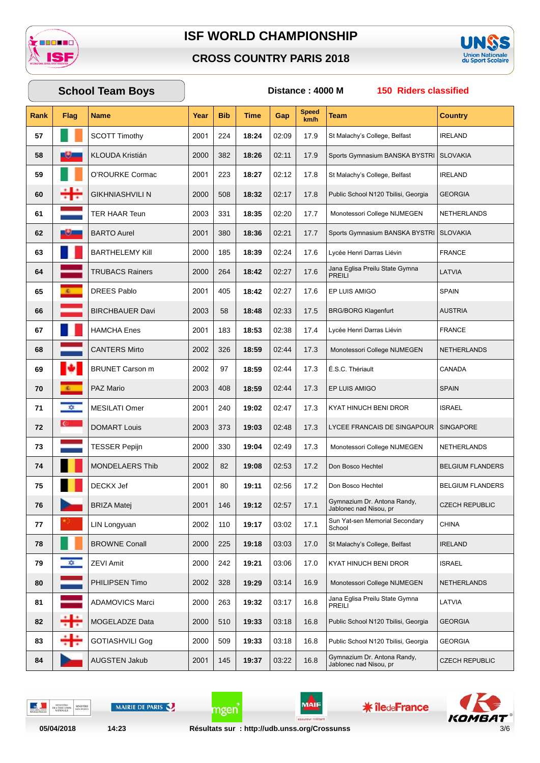# ISF WORLD CHAMPIONSHIP

## CROSS COUNTRY PARIS 2018

**School Team Boys** — **Distance : 4000 M** — **150 Riders classified**

| Rank | Flag | Name | Year | Bib | Time | Gap | Speed km/h | Team | Country |
|---|---|---|---|---|---|---|---|---|---|
| 57 | | SCOTT Timothy | 2001 | 224 | 18:24 | 02:09 | 17.9 | St Malachy's College, Belfast | IRELAND |
| 58 | | KLOUDA Kristián | 2000 | 382 | 18:26 | 02:11 | 17.9 | Sports Gymnasium BANSKA BYSTRI | SLOVAKIA |
| 59 | | O'ROURKE Cormac | 2001 | 223 | 18:27 | 02:12 | 17.8 | St Malachy's College, Belfast | IRELAND |
| 60 | | GIKHNIASHVILI N | 2000 | 508 | 18:32 | 02:17 | 17.8 | Public School N120 Tbilisi, Georgia | GEORGIA |
| 61 | | TER HAAR Teun | 2003 | 331 | 18:35 | 02:20 | 17.7 | Monotessori College NIJMEGEN | NETHERLANDS |
| 62 | | BARTO Aurel | 2001 | 380 | 18:36 | 02:21 | 17.7 | Sports Gymnasium BANSKA BYSTRI | SLOVAKIA |
| 63 | | BARTHELEMY Kill | 2000 | 185 | 18:39 | 02:24 | 17.6 | Lycée Henri Darras Liévin | FRANCE |
| 64 | | TRUBACS Rainers | 2000 | 264 | 18:42 | 02:27 | 17.6 | Jana Eglisa Preilu State Gymna PREILI | LATVIA |
| 65 | | DREES Pablo | 2001 | 405 | 18:42 | 02:27 | 17.6 | EP LUIS AMIGO | SPAIN |
| 66 | | BIRCHBAUER Davi | 2003 | 58 | 18:48 | 02:33 | 17.5 | BRG/BORG Klagenfurt | AUSTRIA |
| 67 | | HAMCHA Enes | 2001 | 183 | 18:53 | 02:38 | 17.4 | Lycée Henri Darras Liévin | FRANCE |
| 68 | | CANTERS Mirto | 2002 | 326 | 18:59 | 02:44 | 17.3 | Monotessori College NIJMEGEN | NETHERLANDS |
| 69 | | BRUNET Carson m | 2002 | 97 | 18:59 | 02:44 | 17.3 | É.S.C. Thériault | CANADA |
| 70 | | PAZ Mario | 2003 | 408 | 18:59 | 02:44 | 17.3 | EP LUIS AMIGO | SPAIN |
| 71 | | MESILATI Omer | 2001 | 240 | 19:02 | 02:47 | 17.3 | KYAT HINUCH BENI DROR | ISRAEL |
| 72 | | DOMART Louis | 2003 | 373 | 19:03 | 02:48 | 17.3 | LYCEE FRANCAIS DE SINGAPOUR | SINGAPORE |
| 73 | | TESSER Pepijn | 2000 | 330 | 19:04 | 02:49 | 17.3 | Monotessori College NIJMEGEN | NETHERLANDS |
| 74 | | MONDELAERS Thib | 2002 | 82 | 19:08 | 02:53 | 17.2 | Don Bosco Hechtel | BELGIUM FLANDERS |
| 75 | | DECKX Jef | 2001 | 80 | 19:11 | 02:56 | 17.2 | Don Bosco Hechtel | BELGIUM FLANDERS |
| 76 | | BRIZA Matej | 2001 | 146 | 19:12 | 02:57 | 17.1 | Gymnazium Dr. Antona Randy, Jablonec nad Nisou, pr | CZECH REPUBLIC |
| 77 | | LIN Longyuan | 2002 | 110 | 19:17 | 03:02 | 17.1 | Sun Yat-sen Memorial Secondary School | CHINA |
| 78 | | BROWNE Conall | 2000 | 225 | 19:18 | 03:03 | 17.0 | St Malachy's College, Belfast | IRELAND |
| 79 | | ZEVI Amit | 2000 | 242 | 19:21 | 03:06 | 17.0 | KYAT HINUCH BENI DROR | ISRAEL |
| 80 | | PHILIPSEN Timo | 2002 | 328 | 19:29 | 03:14 | 16.9 | Monotessori College NIJMEGEN | NETHERLANDS |
| 81 | | ADAMOVICS Marci | 2000 | 263 | 19:32 | 03:17 | 16.8 | Jana Eglisa Preilu State Gymna PREILI | LATVIA |
| 82 | | MOGELADZE Data | 2000 | 510 | 19:33 | 03:18 | 16.8 | Public School N120 Tbilisi, Georgia | GEORGIA |
| 83 | | GOTIASHVILI Gog | 2000 | 509 | 19:33 | 03:18 | 16.8 | Public School N120 Tbilisi, Georgia | GEORGIA |
| 84 | | AUGSTEN Jakub | 2001 | 145 | 19:37 | 03:22 | 16.8 | Gymnazium Dr. Antona Randy, Jablonec nad Nisou, pr | CZECH REPUBLIC |

05/04/2018 14:23 Résultats sur : http://udb.unss.org/Crossunss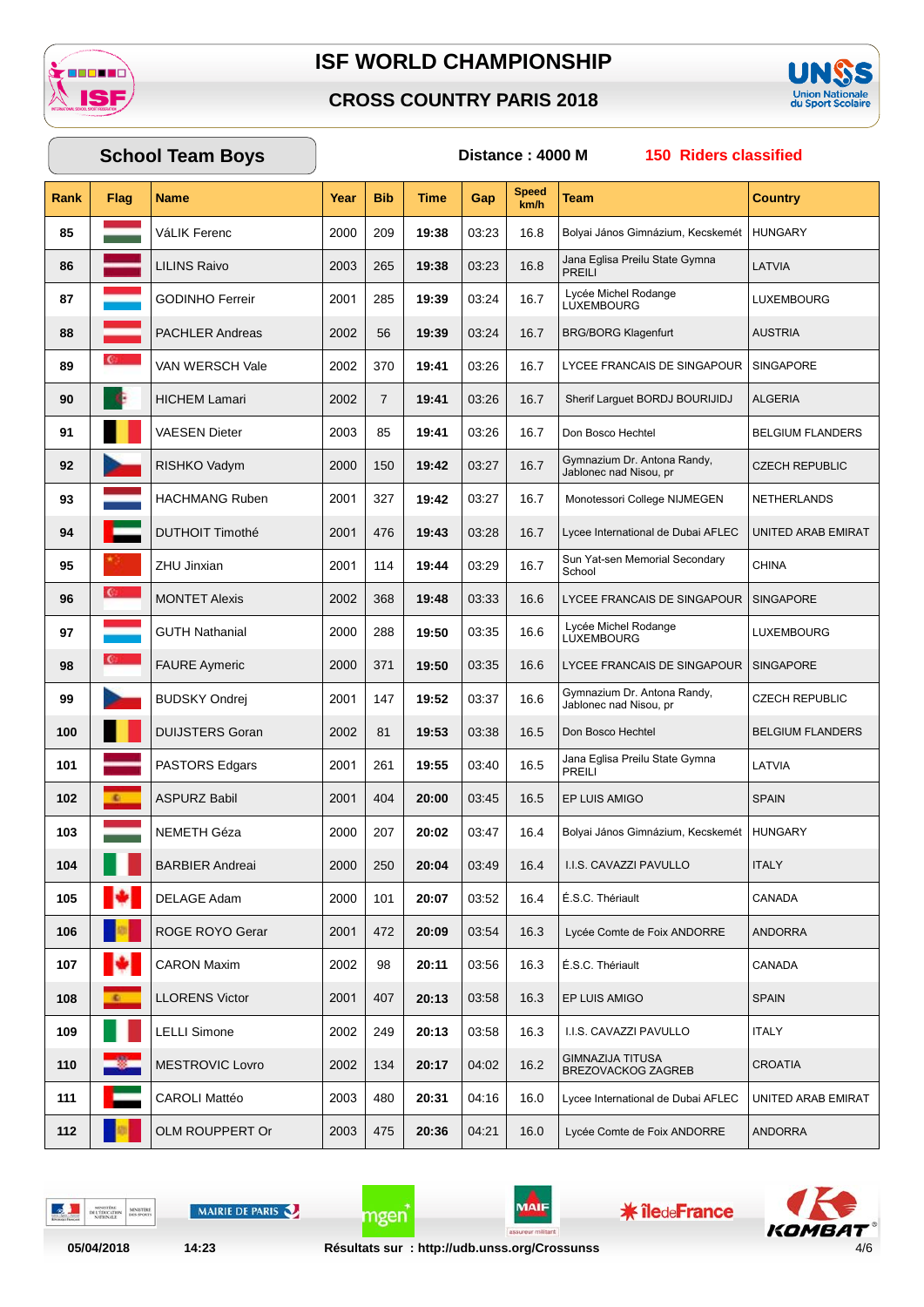# ISF WORLD CHAMPIONSHIP

## CROSS COUNTRY PARIS 2018

**School Team Boys** — **Distance : 4000 M** — **150 Riders classified**

| Rank | Flag | Name | Year | Bib | Time | Gap | Speed km/h | Team | Country |
|---|---|---|---|---|---|---|---|---|---|
| 85 | | VáLIK Ferenc | 2000 | 209 | 19:38 | 03:23 | 16.8 | Bolyai János Gimnázium, Kecskemét | HUNGARY |
| 86 | | LILINS Raivo | 2003 | 265 | 19:38 | 03:23 | 16.8 | Jana Eglisa Preilu State Gymna PREILI | LATVIA |
| 87 | | GODINHO Ferreir | 2001 | 285 | 19:39 | 03:24 | 16.7 | Lycée Michel Rodange LUXEMBOURG | LUXEMBOURG |
| 88 | | PACHLER Andreas | 2002 | 56 | 19:39 | 03:24 | 16.7 | BRG/BORG Klagenfurt | AUSTRIA |
| 89 | | VAN WERSCH Vale | 2002 | 370 | 19:41 | 03:26 | 16.7 | LYCEE FRANCAIS DE SINGAPOUR | SINGAPORE |
| 90 | | HICHEM Lamari | 2002 | 7 | 19:41 | 03:26 | 16.7 | Sherif Larguet BORDJ BOURIJIDJ | ALGERIA |
| 91 | | VAESEN Dieter | 2003 | 85 | 19:41 | 03:26 | 16.7 | Don Bosco Hechtel | BELGIUM FLANDERS |
| 92 | | RISHKO Vadym | 2000 | 150 | 19:42 | 03:27 | 16.7 | Gymnazium Dr. Antona Randy, Jablonec nad Nisou, pr | CZECH REPUBLIC |
| 93 | | HACHMANG Ruben | 2001 | 327 | 19:42 | 03:27 | 16.7 | Monotessori College NIJMEGEN | NETHERLANDS |
| 94 | | DUTHOIT Timothé | 2001 | 476 | 19:43 | 03:28 | 16.7 | Lycee International de Dubai AFLEC | UNITED ARAB EMIRAT |
| 95 | | ZHU Jinxian | 2001 | 114 | 19:44 | 03:29 | 16.7 | Sun Yat-sen Memorial Secondary School | CHINA |
| 96 | | MONTET Alexis | 2002 | 368 | 19:48 | 03:33 | 16.6 | LYCEE FRANCAIS DE SINGAPOUR | SINGAPORE |
| 97 | | GUTH Nathanial | 2000 | 288 | 19:50 | 03:35 | 16.6 | Lycée Michel Rodange LUXEMBOURG | LUXEMBOURG |
| 98 | | FAURE Aymeric | 2000 | 371 | 19:50 | 03:35 | 16.6 | LYCEE FRANCAIS DE SINGAPOUR | SINGAPORE |
| 99 | | BUDSKY Ondrej | 2001 | 147 | 19:52 | 03:37 | 16.6 | Gymnazium Dr. Antona Randy, Jablonec nad Nisou, pr | CZECH REPUBLIC |
| 100 | | DUIJSTERS Goran | 2002 | 81 | 19:53 | 03:38 | 16.5 | Don Bosco Hechtel | BELGIUM FLANDERS |
| 101 | | PASTORS Edgars | 2001 | 261 | 19:55 | 03:40 | 16.5 | Jana Eglisa Preilu State Gymna PREILI | LATVIA |
| 102 | | ASPURZ Babil | 2001 | 404 | 20:00 | 03:45 | 16.5 | EP LUIS AMIGO | SPAIN |
| 103 | | NEMETH Géza | 2000 | 207 | 20:02 | 03:47 | 16.4 | Bolyai János Gimnázium, Kecskemét | HUNGARY |
| 104 | | BARBIER Andreai | 2000 | 250 | 20:04 | 03:49 | 16.4 | I.I.S. CAVAZZI PAVULLO | ITALY |
| 105 | | DELAGE Adam | 2000 | 101 | 20:07 | 03:52 | 16.4 | É.S.C. Thériault | CANADA |
| 106 | | ROGE ROYO Gerar | 2001 | 472 | 20:09 | 03:54 | 16.3 | Lycée Comte de Foix ANDORRE | ANDORRA |
| 107 | | CARON Maxim | 2002 | 98 | 20:11 | 03:56 | 16.3 | É.S.C. Thériault | CANADA |
| 108 | | LLORENS Victor | 2001 | 407 | 20:13 | 03:58 | 16.3 | EP LUIS AMIGO | SPAIN |
| 109 | | LELLI Simone | 2002 | 249 | 20:13 | 03:58 | 16.3 | I.I.S. CAVAZZI PAVULLO | ITALY |
| 110 | | MESTROVIC Lovro | 2002 | 134 | 20:17 | 04:02 | 16.2 | GIMNAZIJA TITUSA BREZOVACKOG ZAGREB | CROATIA |
| 111 | | CAROLI Mattéo | 2003 | 480 | 20:31 | 04:16 | 16.0 | Lycee International de Dubai AFLEC | UNITED ARAB EMIRAT |
| 112 | | OLM ROUPPERT Or | 2003 | 475 | 20:36 | 04:21 | 16.0 | Lycée Comte de Foix ANDORRE | ANDORRA |

05/04/2018 14:23 Résultats sur : http://udb.unss.org/Crossunss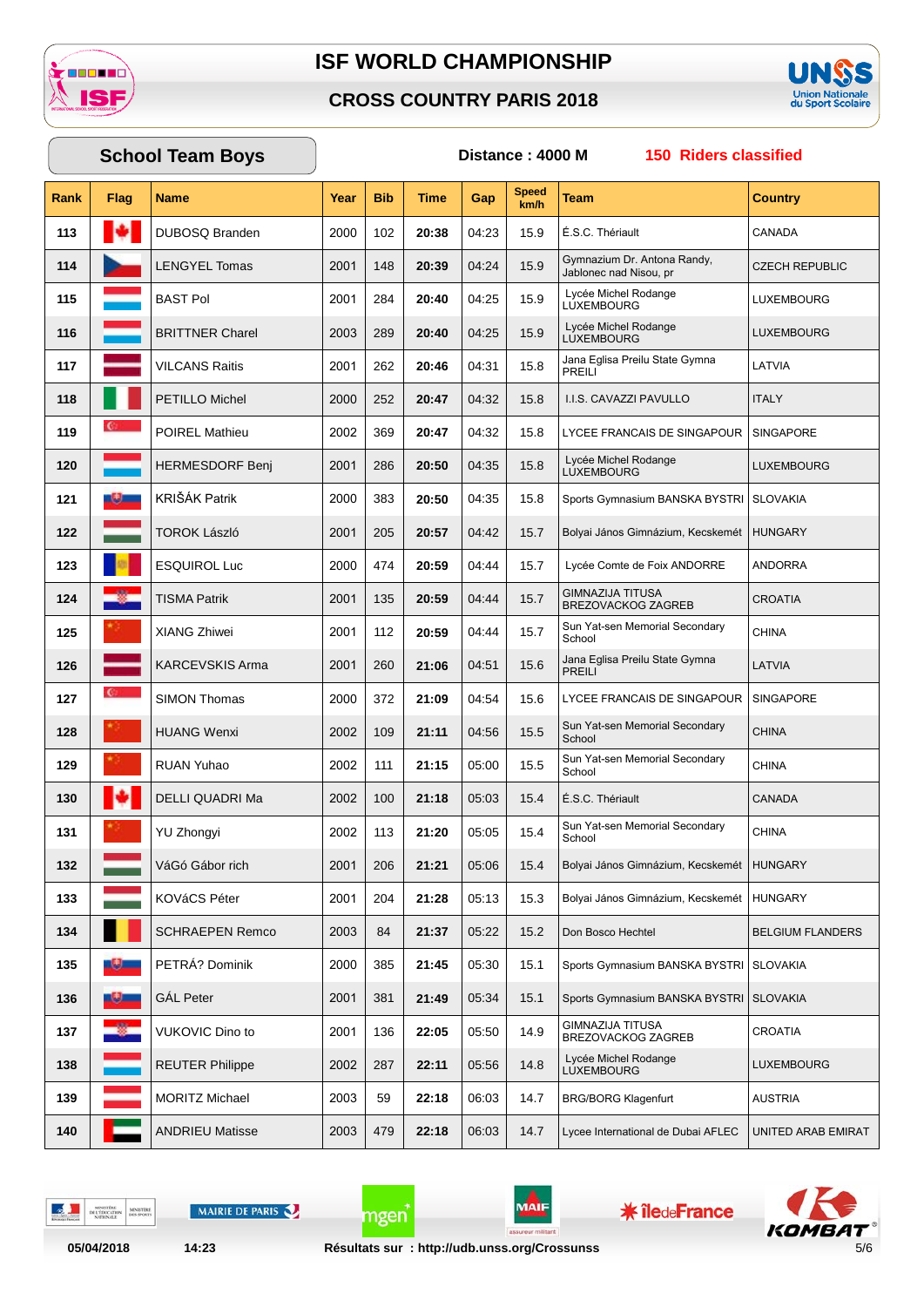# ISF WORLD CHAMPIONSHIP

## CROSS COUNTRY PARIS 2018

**School Team Boys** | **Distance : 4000 M** | **150 Riders classified**

| Rank | Flag | Name | Year | Bib | Time | Gap | Speed km/h | Team | Country |
|---|---|---|---|---|---|---|---|---|---|
| 113 | | DUBOSQ Branden | 2000 | 102 | **20:38** | 04:23 | 15.9 | É.S.C. Thériault | CANADA |
| 114 | | LENGYEL Tomas | 2001 | 148 | **20:39** | 04:24 | 15.9 | Gymnazium Dr. Antona Randy, Jablonec nad Nisou, pr | CZECH REPUBLIC |
| 115 | | BAST Pol | 2001 | 284 | **20:40** | 04:25 | 15.9 | Lycée Michel Rodange LUXEMBOURG | LUXEMBOURG |
| 116 | | BRITTNER Charel | 2003 | 289 | **20:40** | 04:25 | 15.9 | Lycée Michel Rodange LUXEMBOURG | LUXEMBOURG |
| 117 | | VILCANS Raitis | 2001 | 262 | **20:46** | 04:31 | 15.8 | Jana Eglisa Preilu State Gymna PREILI | LATVIA |
| 118 | | PETILLO Michel | 2000 | 252 | **20:47** | 04:32 | 15.8 | I.I.S. CAVAZZI PAVULLO | ITALY |
| 119 | | POIREL Mathieu | 2002 | 369 | **20:47** | 04:32 | 15.8 | LYCEE FRANCAIS DE SINGAPOUR | SINGAPORE |
| 120 | | HERMESDORF Benj | 2001 | 286 | **20:50** | 04:35 | 15.8 | Lycée Michel Rodange LUXEMBOURG | LUXEMBOURG |
| 121 | | KRIŠÁK Patrik | 2000 | 383 | **20:50** | 04:35 | 15.8 | Sports Gymnasium BANSKA BYSTRI | SLOVAKIA |
| 122 | | TOROK László | 2001 | 205 | **20:57** | 04:42 | 15.7 | Bolyai János Gimnázium, Kecskemét | HUNGARY |
| 123 | | ESQUIROL Luc | 2000 | 474 | **20:59** | 04:44 | 15.7 | Lycée Comte de Foix ANDORRE | ANDORRA |
| 124 | | TISMA Patrik | 2001 | 135 | **20:59** | 04:44 | 15.7 | GIMNAZIJA TITUSA BREZOVACKOG ZAGREB | CROATIA |
| 125 | | XIANG Zhiwei | 2001 | 112 | **20:59** | 04:44 | 15.7 | Sun Yat-sen Memorial Secondary School | CHINA |
| 126 | | KARCEVSKIS Arma | 2001 | 260 | **21:06** | 04:51 | 15.6 | Jana Eglisa Preilu State Gymna PREILI | LATVIA |
| 127 | | SIMON Thomas | 2000 | 372 | **21:09** | 04:54 | 15.6 | LYCEE FRANCAIS DE SINGAPOUR | SINGAPORE |
| 128 | | HUANG Wenxi | 2002 | 109 | **21:11** | 04:56 | 15.5 | Sun Yat-sen Memorial Secondary School | CHINA |
| 129 | | RUAN Yuhao | 2002 | 111 | **21:15** | 05:00 | 15.5 | Sun Yat-sen Memorial Secondary School | CHINA |
| 130 | | DELLI QUADRI Ma | 2002 | 100 | **21:18** | 05:03 | 15.4 | É.S.C. Thériault | CANADA |
| 131 | | YU Zhongyi | 2002 | 113 | **21:20** | 05:05 | 15.4 | Sun Yat-sen Memorial Secondary School | CHINA |
| 132 | | VáGó Gábor rich | 2001 | 206 | **21:21** | 05:06 | 15.4 | Bolyai János Gimnázium, Kecskemét | HUNGARY |
| 133 | | KOVáCS Péter | 2001 | 204 | **21:28** | 05:13 | 15.3 | Bolyai János Gimnázium, Kecskemét | HUNGARY |
| 134 | | SCHRAEPEN Remco | 2003 | 84 | **21:37** | 05:22 | 15.2 | Don Bosco Hechtel | BELGIUM FLANDERS |
| 135 | | PETRÁ? Dominik | 2000 | 385 | **21:45** | 05:30 | 15.1 | Sports Gymnasium BANSKA BYSTRI | SLOVAKIA |
| 136 | | GÁL Peter | 2001 | 381 | **21:49** | 05:34 | 15.1 | Sports Gymnasium BANSKA BYSTRI | SLOVAKIA |
| 137 | | VUKOVIC Dino to | 2001 | 136 | **22:05** | 05:50 | 14.9 | GIMNAZIJA TITUSA BREZOVACKOG ZAGREB | CROATIA |
| 138 | | REUTER Philippe | 2002 | 287 | **22:11** | 05:56 | 14.8 | Lycée Michel Rodange LUXEMBOURG | LUXEMBOURG |
| 139 | | MORITZ Michael | 2003 | 59 | **22:18** | 06:03 | 14.7 | BRG/BORG Klagenfurt | AUSTRIA |
| 140 | | ANDRIEU Matisse | 2003 | 479 | **22:18** | 06:03 | 14.7 | Lycee International de Dubai AFLEC | UNITED ARAB EMIRAT |

05/04/2018 14:23 Résultats sur : http://udb.unss.org/Crossunss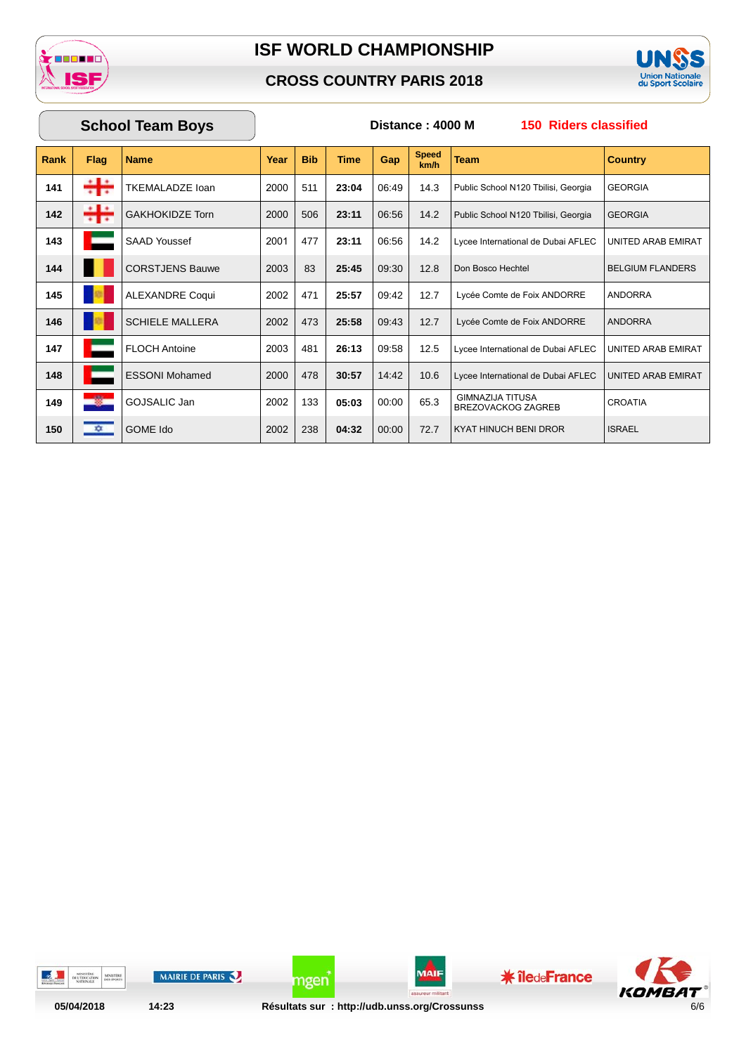# ISF WORLD CHAMPIONSHIP

## CROSS COUNTRY PARIS 2018

### School Team Boys

**Distance : 4000 M** **150 Riders classified**

| Rank | Flag | Name | Year | Bib | Time | Gap | Speed km/h | Team | Country |
|---|---|---|---|---|---|---|---|---|---|
| 141 | | TKEMALADZE Ioan | 2000 | 511 | 23:04 | 06:49 | 14.3 | Public School N120 Tbilisi, Georgia | GEORGIA |
| 142 | | GAKHOKIDZE Torn | 2000 | 506 | 23:11 | 06:56 | 14.2 | Public School N120 Tbilisi, Georgia | GEORGIA |
| 143 | | SAAD Youssef | 2001 | 477 | 23:11 | 06:56 | 14.2 | Lycee International de Dubai AFLEC | UNITED ARAB EMIRAT |
| 144 | | CORSTJENS Bauwe | 2003 | 83 | 25:45 | 09:30 | 12.8 | Don Bosco Hechtel | BELGIUM FLANDERS |
| 145 | | ALEXANDRE Coqui | 2002 | 471 | 25:57 | 09:42 | 12.7 | Lycée Comte de Foix ANDORRE | ANDORRA |
| 146 | | SCHIELE MALLERA | 2002 | 473 | 25:58 | 09:43 | 12.7 | Lycée Comte de Foix ANDORRE | ANDORRA |
| 147 | | FLOCH Antoine | 2003 | 481 | 26:13 | 09:58 | 12.5 | Lycee International de Dubai AFLEC | UNITED ARAB EMIRAT |
| 148 | | ESSONI Mohamed | 2000 | 478 | 30:57 | 14:42 | 10.6 | Lycee International de Dubai AFLEC | UNITED ARAB EMIRAT |
| 149 | | GOJSALIC Jan | 2002 | 133 | 05:03 | 00:00 | 65.3 | GIMNAZIJA TITUSA BREZOVACKOG ZAGREB | CROATIA |
| 150 | | GOME Ido | 2002 | 238 | 04:32 | 00:00 | 72.7 | KYAT HINUCH BENI DROR | ISRAEL |

05/04/2018 14:23 Résultats sur : http://udb.unss.org/Crossunss